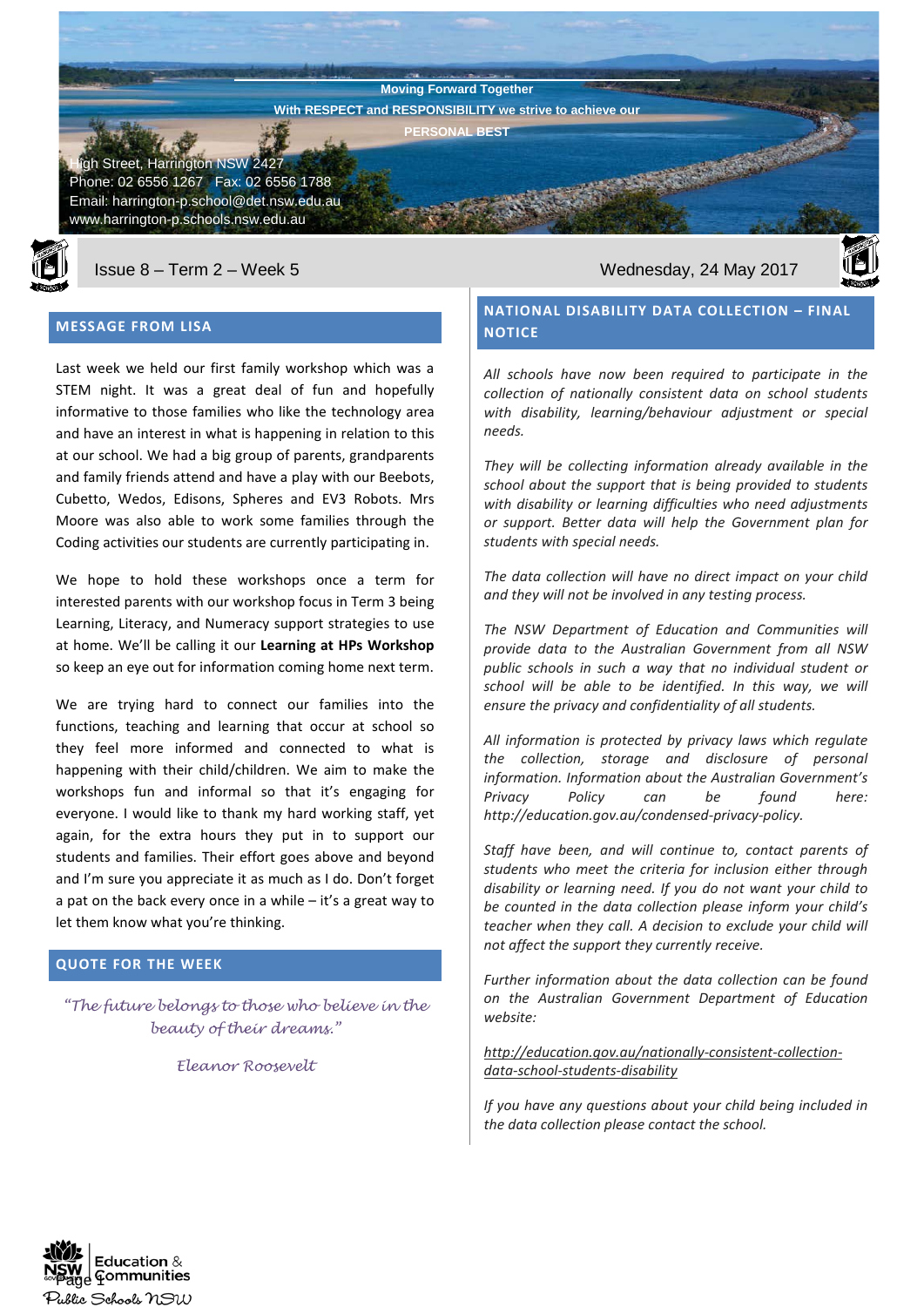Moving Forward Together

With RESPECT and RESPONSIBILITY we strive to achieve our PERSONAL BEST

High Street, Harrington NSW 2427
Phone: 02 6556 1267 Fax: 02 6556 1788
Email: harrington-p.school@det.nsw.edu.au
www.harrington-p.schools.nsw.edu.au

Issue 8 – Term 2 – Week 5 | Wednesday, 24 May 2017

## MESSAGE FROM LISA

Last week we held our first family workshop which was a STEM night. It was a great deal of fun and hopefully informative to those families who like the technology area and have an interest in what is happening in relation to this at our school. We had a big group of parents, grandparents and family friends attend and have a play with our Beebots, Cubetto, Wedos, Edisons, Spheres and EV3 Robots. Mrs Moore was also able to work some families through the Coding activities our students are currently participating in.

We hope to hold these workshops once a term for interested parents with our workshop focus in Term 3 being Learning, Literacy, and Numeracy support strategies to use at home. We'll be calling it our **Learning at HPs Workshop** so keep an eye out for information coming home next term.

We are trying hard to connect our families into the functions, teaching and learning that occur at school so they feel more informed and connected to what is happening with their child/children. We aim to make the workshops fun and informal so that it's engaging for everyone. I would like to thank my hard working staff, yet again, for the extra hours they put in to support our students and families. Their effort goes above and beyond and I'm sure you appreciate it as much as I do. Don't forget a pat on the back every once in a while – it's a great way to let them know what you're thinking.

## QUOTE FOR THE WEEK

*"The future belongs to those who believe in the beauty of their dreams."*

*Eleanor Roosevelt*

## NATIONAL DISABILITY DATA COLLECTION – FINAL NOTICE

*All schools have now been required to participate in the collection of nationally consistent data on school students with disability, learning/behaviour adjustment or special needs.*

*They will be collecting information already available in the school about the support that is being provided to students with disability or learning difficulties who need adjustments or support. Better data will help the Government plan for students with special needs.*

*The data collection will have no direct impact on your child and they will not be involved in any testing process.*

*The NSW Department of Education and Communities will provide data to the Australian Government from all NSW public schools in such a way that no individual student or school will be able to be identified. In this way, we will ensure the privacy and confidentiality of all students.*

*All information is protected by privacy laws which regulate the collection, storage and disclosure of personal information. Information about the Australian Government's Privacy Policy can be found here: http://education.gov.au/condensed-privacy-policy.*

*Staff have been, and will continue to, contact parents of students who meet the criteria for inclusion either through disability or learning need. If you do not want your child to be included in the data collection please inform your child's teacher when they call. A decision to exclude your child will not affect the support they currently receive.*

*Further information about the data collection can be found on the Australian Government Department of Education website:*

*http://education.gov.au/nationally-consistent-collection-data-school-students-disability*

*If you have any questions about your child being included in the data collection please contact the school.*

Education & Communities
Public Schools NSW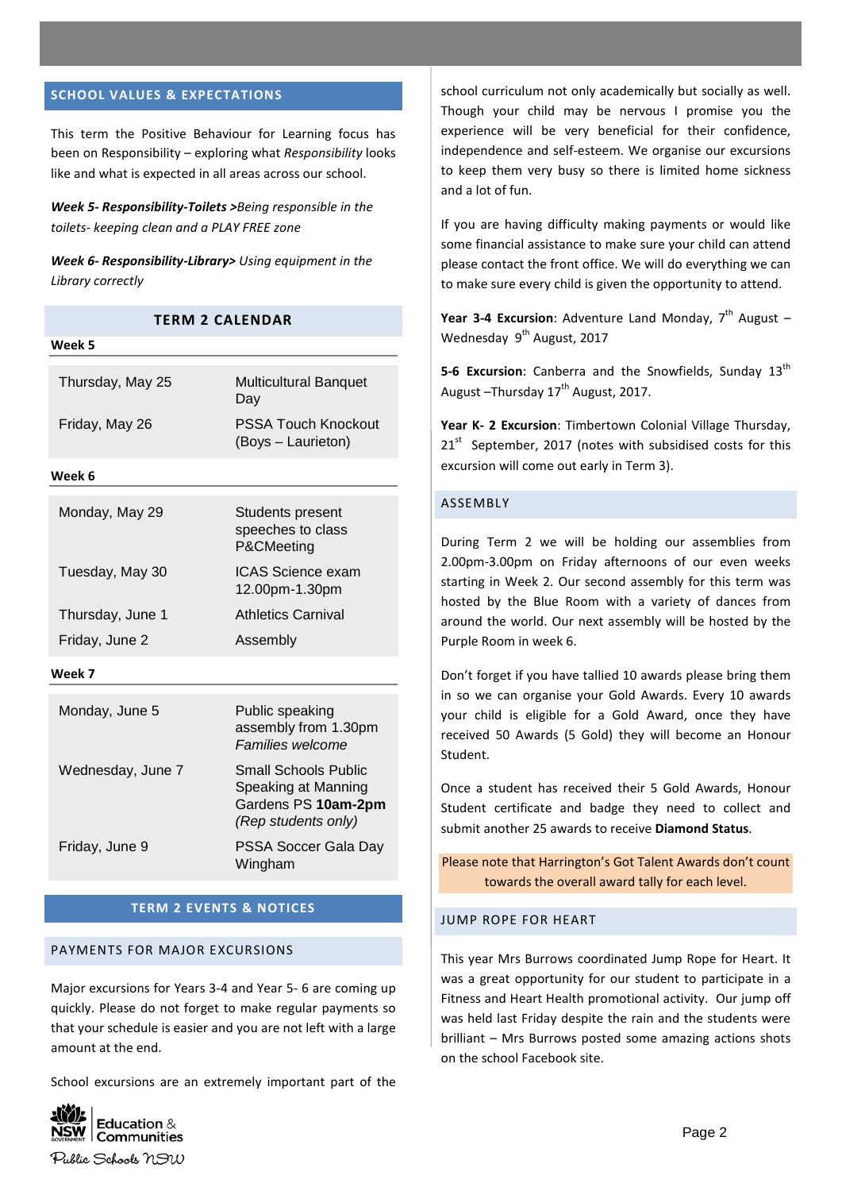## SCHOOL VALUES & EXPECTATIONS

This term the Positive Behaviour for Learning focus has been on Responsibility – exploring what *Responsibility* looks like and what is expected in all areas across our school.

***Week 5- Responsibility-Toilets >****Being responsible in the toilets- keeping clean and a PLAY FREE zone*

***Week 6- Responsibility-Library>*** *Using equipment in the Library correctly*

## TERM 2 CALENDAR

**Week 5**

| | |
|---|---|
| Thursday, May 25 | Multicultural Banquet Day |
| Friday, May 26 | PSSA Touch Knockout (Boys – Laurieton) |

**Week 6**

| | |
|---|---|
| Monday, May 29 | Students present speeches to class P&CMeeting |
| Tuesday, May 30 | ICAS Science exam 12.00pm-1.30pm |
| Thursday, June 1 | Athletics Carnival |
| Friday, June 2 | Assembly |

**Week 7**

| | |
|---|---|
| Monday, June 5 | Public speaking assembly from 1.30pm *Families welcome* |
| Wednesday, June 7 | Small Schools Public Speaking at Manning Gardens PS **10am-2pm** *(Rep students only)* |
| Friday, June 9 | PSSA Soccer Gala Day Wingham |

## TERM 2 EVENTS & NOTICES

### PAYMENTS FOR MAJOR EXCURSIONS

Major excursions for Years 3-4 and Year 5- 6 are coming up quickly. Please do not forget to make regular payments so that your schedule is easier and you are not left with a large amount at the end.

School excursions are an extremely important part of the school curriculum not only academically but socially as well. Though your child may be nervous I promise you the experience will be very beneficial for their confidence, independence and self-esteem. We organise our excursions to keep them very busy so there is limited home sickness and a lot of fun.

If you are having difficulty making payments or would like some financial assistance to make sure your child can attend please contact the front office. We will do everything we can to make sure every child is given the opportunity to attend.

**Year 3-4 Excursion**: Adventure Land Monday, 7th August – Wednesday 9th August, 2017

**5-6 Excursion**: Canberra and the Snowfields, Sunday 13th August –Thursday 17th August, 2017.

**Year K- 2 Excursion**: Timbertown Colonial Village Thursday, 21st September, 2017 (notes with subsidised costs for this excursion will come out early in Term 3).

### ASSEMBLY

During Term 2 we will be holding our assemblies from 2.00pm-3.00pm on Friday afternoons of our even weeks starting in Week 2. Our second assembly for this term was hosted by the Blue Room with a variety of dances from around the world. Our next assembly will be hosted by the Purple Room in week 6.

Don't forget if you have tallied 10 awards please bring them in so we can organise your Gold Awards. Every 10 awards your child is eligible for a Gold Award, once they have received 50 Awards (5 Gold) they will become an Honour Student.

Once a student has received their 5 Gold Awards, Honour Student certificate and badge they need to collect and submit another 25 awards to receive **Diamond Status**.

Please note that Harrington's Got Talent Awards don't count towards the overall award tally for each level.

### JUMP ROPE FOR HEART

This year Mrs Burrows coordinated Jump Rope for Heart. It was a great opportunity for our student to participate in a Fitness and Heart Health promotional activity. Our jump off was held last Friday despite the rain and the students were brilliant – Mrs Burrows posted some amazing actions shots on the school Facebook site.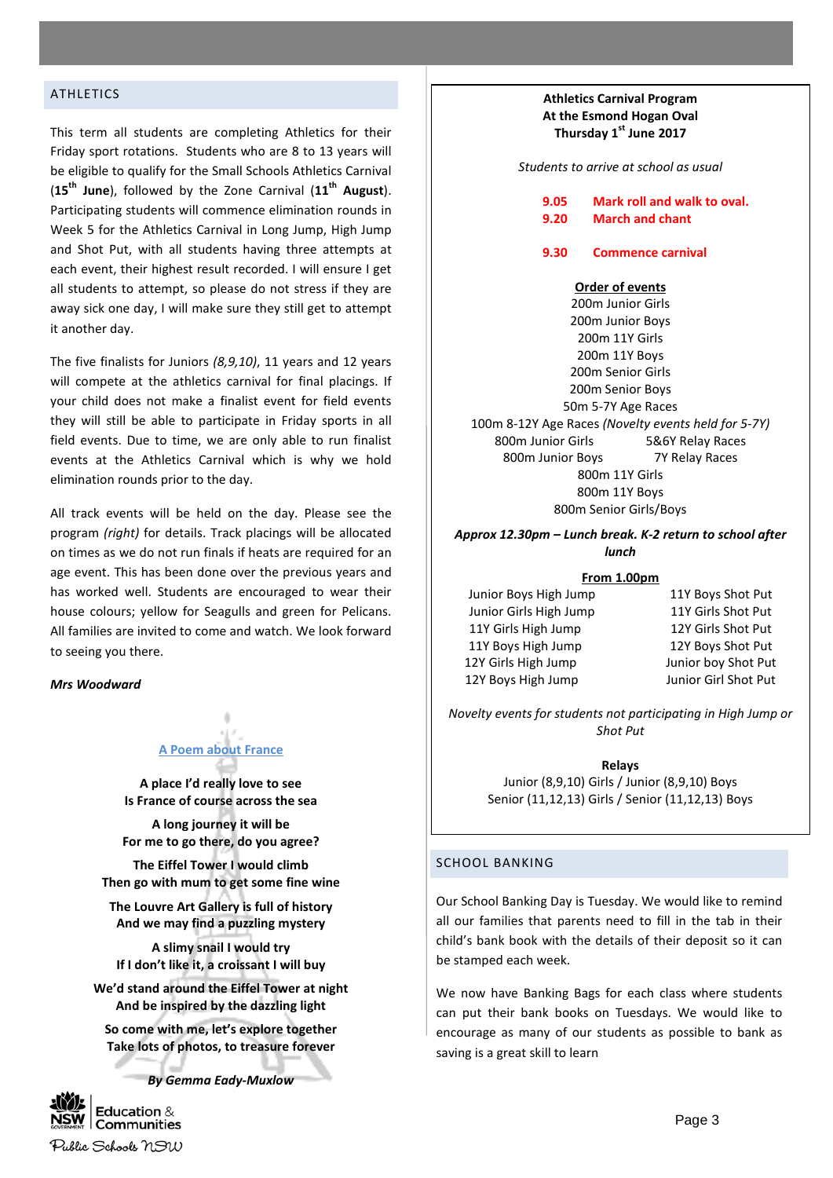## ATHLETICS

This term all students are completing Athletics for their Friday sport rotations. Students who are 8 to 13 years will be eligible to qualify for the Small Schools Athletics Carnival (**15th June**), followed by the Zone Carnival (**11th August**). Participating students will commence elimination rounds in Week 5 for the Athletics Carnival in Long Jump, High Jump and Shot Put, with all students having three attempts at each event, their highest result recorded. I will ensure I get all students to attempt, so please do not stress if they are away sick one day, I will make sure they still get to attempt it another day.

The five finalists for Juniors *(8,9,10)*, 11 years and 12 years will compete at the athletics carnival for final placings. If your child does not make a finalist event for field events they will still be able to participate in Friday sports in all field events. Due to time, we are only able to run finalist events at the Athletics Carnival which is why we hold elimination rounds prior to the day.

All track events will be held on the day. Please see the program *(right)* for details. Track placings will be allocated on times as we do not run finals if heats are required for an age event. This has been done over the previous years and has worked well. Students are encouraged to wear their house colours; yellow for Seagulls and green for Pelicans. All families are invited to come and watch. We look forward to seeing you there.

***Mrs Woodward***

### A Poem about France

**A place I'd really love to see**
**Is France of course across the sea**

**A long journey it will be**
**For me to go there, do you agree?**

**The Eiffel Tower I would climb**
**Then go with mum to get some fine wine**

**The Louvre Art Gallery is full of history**
**And we may find a puzzling mystery**

**A slimy snail I would try**
**If I don't like it, a croissant I will buy**

**We'd stand around the Eiffel Tower at night**
**And be inspired by the dazzling light**

**So come with me, let's explore together**
**Take lots of photos, to treasure forever**

***By Gemma Eady-Muxlow***

---

**Athletics Carnival Program**
**At the Esmond Hogan Oval**
**Thursday 1st June 2017**

*Students to arrive at school as usual*

**9.05 Mark roll and walk to oval.**
**9.20 March and chant**

**9.30 Commence carnival**

**Order of events**

200m Junior Girls
200m Junior Boys
200m 11Y Girls
200m 11Y Boys
200m Senior Girls
200m Senior Boys
50m 5-7Y Age Races
100m 8-12Y Age Races *(Novelty events held for 5-7Y)*

| | |
|---|---|
| 800m Junior Girls | 5&6Y Relay Races |
| 800m Junior Boys | 7Y Relay Races |

800m 11Y Girls
800m 11Y Boys
800m Senior Girls/Boys

***Approx 12.30pm – Lunch break. K-2 return to school after lunch***

**From 1.00pm**

| | |
|---|---|
| Junior Boys High Jump | 11Y Boys Shot Put |
| Junior Girls High Jump | 11Y Girls Shot Put |
| 11Y Girls High Jump | 12Y Girls Shot Put |
| 11Y Boys High Jump | 12Y Boys Shot Put |
| 12Y Girls High Jump | Junior boy Shot Put |
| 12Y Boys High Jump | Junior Girl Shot Put |

*Novelty events for students not participating in High Jump or Shot Put*

**Relays**

Junior (8,9,10) Girls / Junior (8,9,10) Boys
Senior (11,12,13) Girls / Senior (11,12,13) Boys

## SCHOOL BANKING

Our School Banking Day is Tuesday. We would like to remind all our families that parents need to fill in the tab in their child's bank book with the details of their deposit so it can be stamped each week.

We now have Banking Bags for each class where students can put their bank books on Tuesdays. We would like to encourage as many of our students as possible to bank as saving is a great skill to learn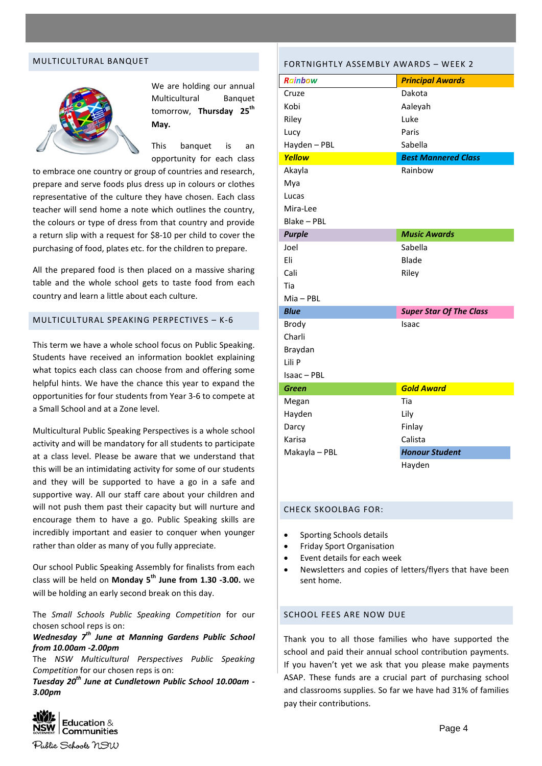## MULTICULTURAL BANQUET

We are holding our annual Multicultural Banquet tomorrow, **Thursday 25th May.**

This banquet is an opportunity for each class to embrace one country or group of countries and research, prepare and serve foods plus dress up in colours or clothes representative of the culture they have chosen. Each class teacher will send home a note which outlines the country, the colours or type of dress from that country and provide a return slip with a request for $8-10 per child to cover the purchasing of food, plates etc. for the children to prepare.

All the prepared food is then placed on a massive sharing table and the whole school gets to taste food from each country and learn a little about each culture.

## MULTICULTURAL SPEAKING PERPECTIVES – K-6

This term we have a whole school focus on Public Speaking. Students have received an information booklet explaining what topics each class can choose from and offering some helpful hints. We have the chance this year to expand the opportunities for four students from Year 3-6 to compete at a Small School and at a Zone level.

Multicultural Public Speaking Perspectives is a whole school activity and will be mandatory for all students to participate at a class level. Please be aware that we understand that this will be an intimidating activity for some of our students and they will be supported to have a go in a safe and supportive way. All our staff care about your children and will not push them past their capacity but will nurture and encourage them to have a go. Public Speaking skills are incredibly important and easier to conquer when younger rather than older as many of you fully appreciate.

Our school Public Speaking Assembly for finalists from each class will be held on **Monday 5th June from 1.30 -3.00.** we will be holding an early second break on this day.

The *Small Schools Public Speaking Competition* for our chosen school reps is on:
***Wednesday 7th June at Manning Gardens Public School from 10.00am -2.00pm***
The *NSW Multicultural Perspectives Public Speaking Competition* for our chosen reps is on:
***Tuesday 20th June at Cundletown Public School 10.00am - 3.00pm***

Education & Communities
Public Schools NSW

## FORTNIGHTLY ASSEMBLY AWARDS – WEEK 2

| ***Rainbow*** | ***Principal Awards*** |
|---|---|
| Cruze | Dakota |
| Kobi | Aaleyah |
| Riley | Luke |
| Lucy | Paris |
| Hayden – PBL | Sabella |
| ***Yellow*** | ***Best Mannered Class*** |
| Akayla | Rainbow |
| Mya | |
| Lucas | |
| Mira-Lee | |
| Blake – PBL | |
| ***Purple*** | ***Music Awards*** |
| Joel | Sabella |
| Eli | Blade |
| Cali | Riley |
| Tia | |
| Mia – PBL | |
| ***Blue*** | ***Super Star Of The Class*** |
| Brody | Isaac |
| Charli | |
| Braydan | |
| Lili P | |
| Isaac – PBL | |
| ***Green*** | ***Gold Award*** |
| Megan | Tia |
| Hayden | Lily |
| Darcy | Finlay |
| Karisa | Calista |
| Makayla – PBL | ***Honour Student*** |
| | Hayden |

## CHECK SKOOLBAG FOR:

- Sporting Schools details
- Friday Sport Organisation
- Event details for each week
- Newsletters and copies of letters/flyers that have been sent home.

## SCHOOL FEES ARE NOW DUE

Thank you to all those families who have supported the school and paid their annual school contribution payments. If you haven't yet we ask that you please make payments ASAP. These funds are a crucial part of purchasing school and classrooms supplies. So far we have had 31% of families pay their contributions.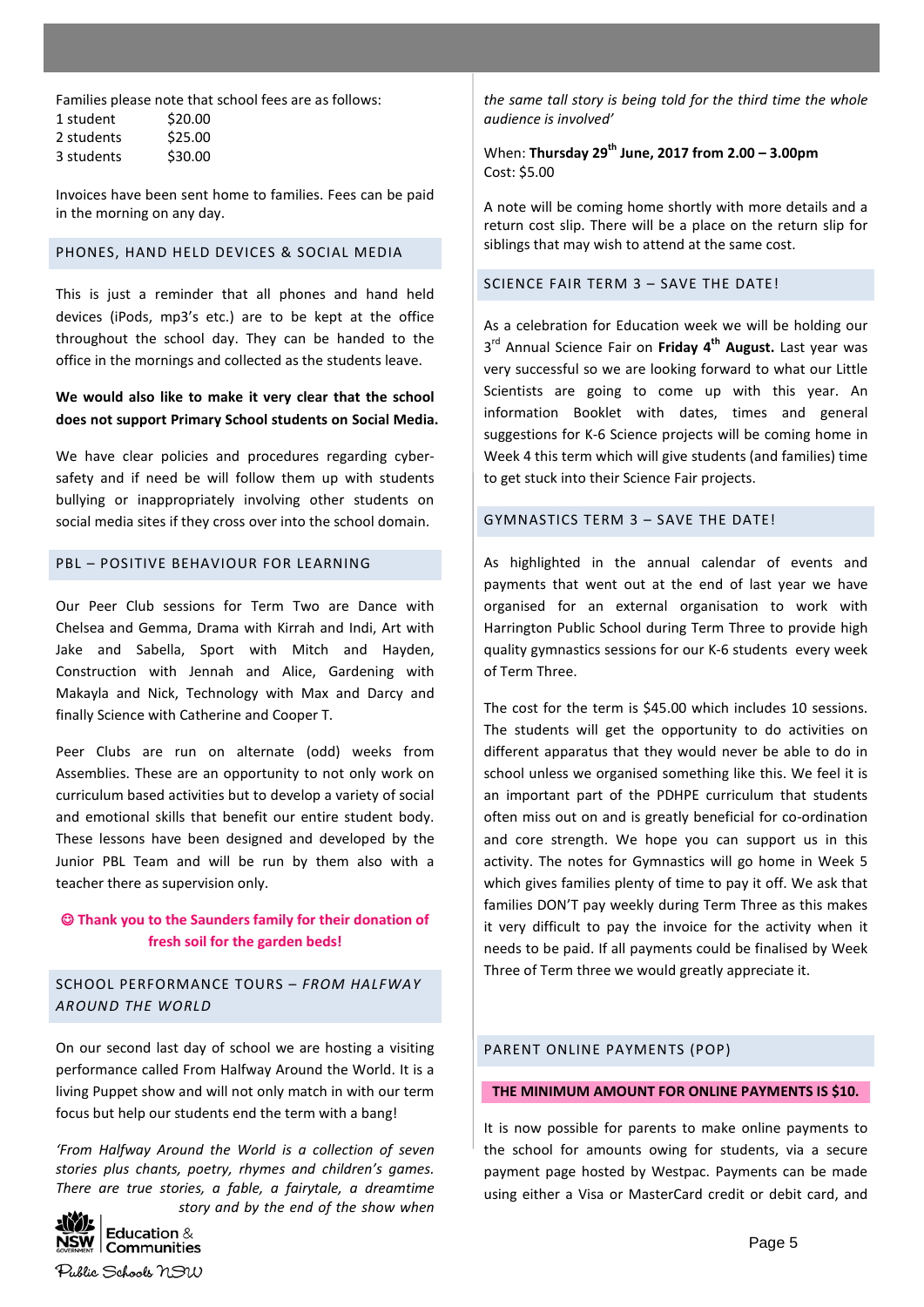Families please note that school fees are as follows:

| | |
|---|---|
| 1 student | $20.00 |
| 2 students | $25.00 |
| 3 students | $30.00 |

Invoices have been sent home to families. Fees can be paid in the morning on any day.

## PHONES, HAND HELD DEVICES & SOCIAL MEDIA

This is just a reminder that all phones and hand held devices (iPods, mp3's etc.) are to be kept at the office throughout the school day. They can be handed to the office in the mornings and collected as the students leave.

**We would also like to make it very clear that the school does not support Primary School students on Social Media.**

We have clear policies and procedures regarding cyber-safety and if need be will follow them up with students bullying or inappropriately involving other students on social media sites if they cross over into the school domain.

## PBL – POSITIVE BEHAVIOUR FOR LEARNING

Our Peer Club sessions for Term Two are Dance with Chelsea and Gemma, Drama with Kirrah and Indi, Art with Jake and Sabella, Sport with Mitch and Hayden, Construction with Jennah and Alice, Gardening with Makayla and Nick, Technology with Max and Darcy and finally Science with Catherine and Cooper T.

Peer Clubs are run on alternate (odd) weeks from Assemblies. These are an opportunity to not only work on curriculum based activities but to develop a variety of social and emotional skills that benefit our entire student body. These lessons have been designed and developed by the Junior PBL Team and will be run by them also with a teacher there as supervision only.

**☺ Thank you to the Saunders family for their donation of fresh soil for the garden beds!**

## SCHOOL PERFORMANCE TOURS – *FROM HALFWAY AROUND THE WORLD*

On our second last day of school we are hosting a visiting performance called From Halfway Around the World. It is a living Puppet show and will not only match in with our term focus but help our students end the term with a bang!

*'From Halfway Around the World is a collection of seven stories plus chants, poetry, rhymes and children's games. There are true stories, a fable, a fairytale, a dreamtime story and by the end of the show when the same tall story is being told for the third time the whole audience is involved'*

When: **Thursday 29th June, 2017 from 2.00 – 3.00pm**
Cost: $5.00

A note will be coming home shortly with more details and a return cost slip. There will be a place on the return slip for siblings that may wish to attend at the same cost.

## SCIENCE FAIR TERM 3 – SAVE THE DATE!

As a celebration for Education week we will be holding our 3rd Annual Science Fair on **Friday 4th August.** Last year was very successful so we are looking forward to what our Little Scientists are going to come up with this year. An information Booklet with dates, times and general suggestions for K-6 Science projects will be coming home in Week 4 this term which will give students (and families) time to get stuck into their Science Fair projects.

## GYMNASTICS TERM 3 – SAVE THE DATE!

As highlighted in the annual calendar of events and payments that went out at the end of last year we have organised for an external organisation to work with Harrington Public School during Term Three to provide high quality gymnastics sessions for our K-6 students every week of Term Three.

The cost for the term is $45.00 which includes 10 sessions. The students will get the opportunity to do activities on different apparatus that they would never be able to do in school unless we organised something like this. We feel it is an important part of the PDHPE curriculum that students often miss out on and is greatly beneficial for co-ordination and core strength. We hope you can support us in this activity. The notes for Gymnastics will go home in Week 5 which gives families plenty of time to pay it off. We ask that families DON'T pay weekly during Term Three as this makes it very difficult to pay the invoice for the activity when it needs to be paid. If all payments could be finalised by Week Three of Term three we would greatly appreciate it.

## PARENT ONLINE PAYMENTS (POP)

**THE MINIMUM AMOUNT FOR ONLINE PAYMENTS IS $10.**

It is now possible for parents to make online payments to the school for amounts owing for students, via a secure payment page hosted by Westpac. Payments can be made using either a Visa or MasterCard credit or debit card, and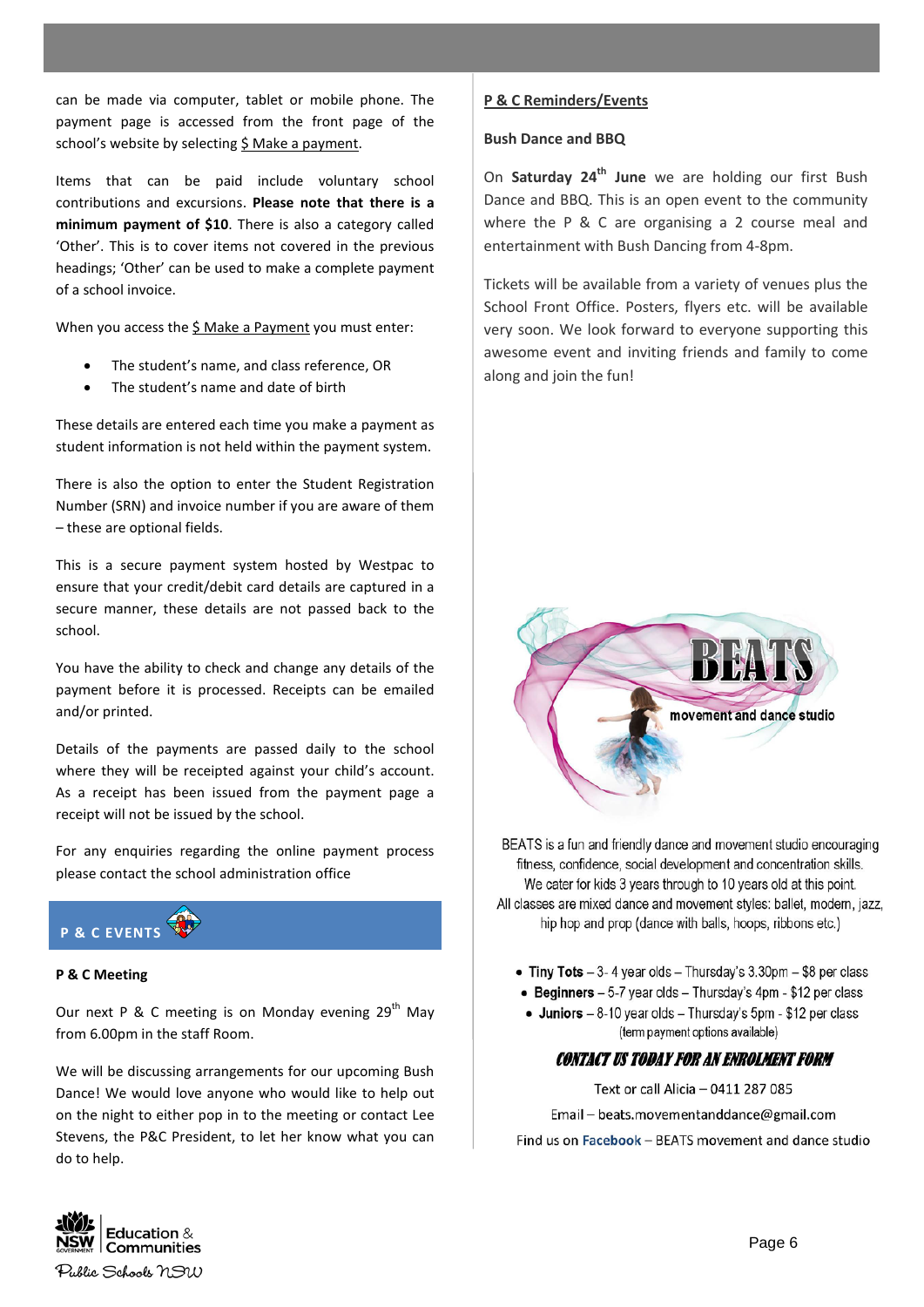can be made via computer, tablet or mobile phone. The payment page is accessed from the front page of the school's website by selecting $ Make a payment.

Items that can be paid include voluntary school contributions and excursions. **Please note that there is a minimum payment of $10**. There is also a category called 'Other'. This is to cover items not covered in the previous headings; 'Other' can be used to make a complete payment of a school invoice.

When you access the $ Make a Payment you must enter:

- The student's name, and class reference, OR
- The student's name and date of birth

These details are entered each time you make a payment as student information is not held within the payment system.

There is also the option to enter the Student Registration Number (SRN) and invoice number if you are aware of them – these are optional fields.

This is a secure payment system hosted by Westpac to ensure that your credit/debit card details are captured in a secure manner, these details are not passed back to the school.

You have the ability to check and change any details of the payment before it is processed. Receipts can be emailed and/or printed.

Details of the payments are passed daily to the school where they will be receipted against your child's account. As a receipt has been issued from the payment page a receipt will not be issued by the school.

For any enquiries regarding the online payment process please contact the school administration office

## P & C EVENTS

### P & C Meeting

Our next P & C meeting is on Monday evening 29th May from 6.00pm in the staff Room.

We will be discussing arrangements for our upcoming Bush Dance! We would love anyone who would like to help out on the night to either pop in to the meeting or contact Lee Stevens, the P&C President, to let her know what you can do to help.

## P & C Reminders/Events

### Bush Dance and BBQ

On **Saturday 24th June** we are holding our first Bush Dance and BBQ. This is an open event to the community where the P & C are organising a 2 course meal and entertainment with Bush Dancing from 4-8pm.

Tickets will be available from a variety of venues plus the School Front Office. Posters, flyers etc. will be available very soon. We look forward to everyone supporting this awesome event and inviting friends and family to come along and join the fun!

BEATS

movement and dance studio

BEATS is a fun and friendly dance and movement studio encouraging fitness, confidence, social development and concentration skills. We cater for kids 3 years through to 10 years old at this point. All classes are mixed dance and movement styles: ballet, modern, jazz, hip hop and prop (dance with balls, hoops, ribbons etc.)

- **Tiny Tots** – 3- 4 year olds – Thursday's 3.30pm – $8 per class
- **Beginners** – 5-7 year olds – Thursday's 4pm - $12 per class
- **Juniors** – 8-10 year olds – Thursday's 5pm - $12 per class

(term payment options available)

***CONTACT US TODAY FOR AN ENROLMENT FORM***

Text or call Alicia – 0411 287 085

Email – beats.movementanddance@gmail.com

Find us on Facebook – BEATS movement and dance studio